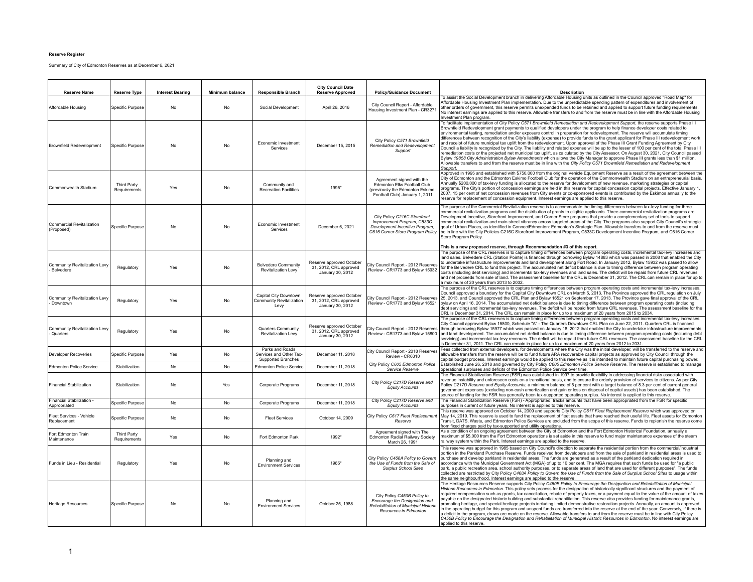**Reserve Register**

Summary of City of Edmonton Reserves as at December 6, 2021

| Reserve Name | Reserve Type | Interest Bearing | Minimum balance | Responsible Branch | City Council Date Reserve Approved | Policy/Guidance Document | Description |
|---|---|---|---|---|---|---|---|
| Affordable Housing | Specific Purpose | No | No | Social Development | April 26, 2016 | City Council Report - Affordable Housing Investment Plan - CR3271 | To assist the Social Development branch in delivering Affordable Housing units as outlined in the Council approved "Road Map" for Affordable Housing Investment Plan implementation. Due to the unpredictable spending pattern of expenditures and involvement of other orders of government, this reserve permits unexpended funds to be retained and applied to support future funding requirements. No interest earnings are applied to this reserve. Allowable transfers to and from the reserve must be in line with the Affordable Housing Investment Plan program. |
| Brownfield Redevelopment | Specific Purpose | No | No | Economic Investment Services | December 15, 2015 | City Policy *C571 Brownfield Remediation and Redevelopment Support* | To facilitate implementation of City Policy *C571 Brownfield Remediation and Redevelopment Support*, the reserve supports Phase III Brownfield Redevelopment grant payments to qualified developers under the program to help finance developer costs related to environmental testing, remediation and/or exposure control in preparation for redevelopment. The reserve will accumulate timing differences between recognition of the City's liability (expense) to provide funds to the grant applicant for Phase III redevelopment work and receipt of future municipal tax uplift from the redevelopment. Upon approval of the Phase III Grant Funding Agreement by City Council a liability is recognized by the City. The liability and related expense will be up to the lesser of 100 per cent of the total Phase III remediation costs or the projected net municipal tax uplift, as calculated by the City Assessor. On August 30, 2021, City Council passed Bylaw *19858 City Administration Bylaw Amendments* which allows the City Manager to approve Phase III grants less than $1 million. Allowable transfers to and from the reserve must be in line with the *City Policy C571 Brownfield Remediation and Redevelopment Support*. |
| Commonwealth Stadium | Third Party Requirements | Yes | No | Community and Recreation Facilities | 1995* | Agreement signed with the Edmonton Elks Football Club (previously the Edmonton Eskimo Football Club) January 1, 2011 | Approved in 1995 and established with $750,000 from the original Vehicle Equipment Reserve as a result of the agreement between the City of Edmonton and the Edmonton Eskimo Football Club for the operation of the Commonwealth Stadium on an entrepreneurial basis. Annually $200,000 of tax-levy funding is allocated to the reserve for development of new revenue, marketing strategies or capital programs. The City's portion of concession earnings are held in this reserve for capital concession capital projects. Effective January 1, 2007, 15 per cent of net concession revenues from City events or co-sponsored events is contributed by the Eskimos annually to the reserve for replacement of concession equipment. Interest earnings are applied to this reserve. |
| Commercial Revitalization (Proposed) | Specific Purpose | No | No | Economic Investment Services | December 6, 2021 | City Policy *C216C Storefront Improvement Program, C533C Development Incentive Program, C616 Corner Store Program Policy* | The purpose of the Commercial Revitalization reserve is to accommodate the timing differences between tax-levy funding for three commercial revitalization programs and the distribution of grants to eligible applicants. Three commercial revitalization programs are Development Incentive, Storefront Improvement, and Corner Store programs that provide a complementary set of tools to support commercial revitalization and main street vibrancy across targeted areas of the City. The programs also support City Council's strategic goal of Urban Places, as identified in ConnectEdmonton: Edmonton's Strategic Plan. Allowable transfers to and from the reserve must be in line with the City Policies C216C Storefront Improvement Program, C533C Development Incentive Program, and C616 Corner Store Program Policy.<br><br>**This is a new proposed reserve, through Recommendation #3 of this report.** |
| Community Revitalization Levy - Belvedere | Regulatory | Yes | No | Belvedere Community Revitalization Levy | Reserve approved October 31, 2012, CRL approved January 30, 2012 | City Council Report - 2012 Reserves Review - CR1773 and Bylaw 15932 | The purpose of the CRL reserves is to capture timing differences between program operating costs, incremental tax-levy increases and land sales. Belvedere CRL (Station Pointe) is financed through borrowing Bylaw 14883 which was passed in 2008 that enabled the City to undertake infrastructure improvements and land development along Fort Road. In January 2012, Bylaw 15932 was passed to allow for the Belvedere CRL to fund this project. The accumulated net deficit balance is due to timing difference between program operating costs (including debt servicing) and incremental tax-levy revenues and land sales. The deficit will be repaid from future CRL revenues and net proceeds from sale of land. The assessment baseline for the CRL is December 31, 2012. The CRL can remain in place for up to a maximum of 20 years from 2013 to 2032. |
| Community Revitalization Levy - Downtown | Regulatory | Yes | No | Capital City Downtown Community Revitalization Levy | Reserve approved October 31, 2012, CRL approved January 30, 2012 | City Council Report - 2012 Reserves Review - CR1773 and Bylaw 16521 | The purpose of the CRL reserves is to capture timing differences between program operating costs and incremental tax-levy increases. Council approved a boundary for the Capital City Downtown CRL on March 5, 2013. The Province approved the CRL regulation on July 25, 2013, and Council approved the CRL Plan and Bylaw 16521 on September 17, 2013. The Province gave final approval of the CRL bylaw on April 16, 2014. The accumulated net deficit balance is due to timing difference between program operating costs (including debt servicing) and incremental tax-levy revenues. The deficit will be repaid from future CRL revenues. The assessment baseline for the CRL is December 31, 2014. The CRL can remain in place for up to a maximum of 20 years from 2015 to 2034. |
| Community Revitalization Levy - Quarters | Regulatory | Yes | No | Quarters Community Revitalization Levy | Reserve approved October 31, 2012, CRL approved January 30, 2012 | City Council Report - 2012 Reserves Review - CR1773 and Bylaw 15800 | The purpose of the CRL reserves is to capture timing differences between program operating costs and incremental tax-levy increases. City Council approved Bylaw 15800, Schedule "A" - The Quarters Downtown CRL Plan on June 22, 2011. Quarters CRL is financed through borrowing Bylaw 15977 which was passed on January 18, 2012 that enabled the City to undertake infrastructure improvements and land development. The accumulated net deficit balance is due to timing difference between program operating costs (including debt servicing) and incremental tax-levy revenues. The deficit will be repaid from future CRL revenues. The assessment baseline for the CRL is December 31, 2011. The CRL can remain in place for up to a maximum of 20 years from 2012 to 2031. |
| Developer Recoveries | Specific Purpose | Yes | No | Parks and Roads Services and Other Tax-Supported Branches | December 11, 2018 | City Council Report - 2018 Reserves Review - CR6310 | Fees collected from external developers, for developments where the City was the initial developer, will be transferred to the reserve and allowable transfers from the reserve will be to fund future ARA recoverable capital projects as approved by City Council through the capital budget process. Interest earnings would be applied to this reserve as it is intended to maintain future capital purchasing power. |
| Edmonton Police Service | Stabilization | No | No | Edmonton Police Service | December 11, 2018 | City Policy *C605 Edmonton Police Service Reserve* | Established June 26, 2018 and governed by City Policy *C605 Edmonton Police Service Reserve*. The reserve is established to manage operational surpluses and deficits of the Edmonton Police Service over time. |
| Financial Stabilization | Stabilization | No | Yes | Corporate Programs | December 11, 2018 | City Policy *C217D Reserve and Equity Accounts* | The Financial Stabilization Reserve (FSR) was established in 1997 to provide flexibility in addressing financial risks associated with revenue instability and unforeseen costs on a transitional basis, and to ensure the orderly provision of services to citizens. As per City Policy *C217D Reserve and Equity Accounts*, a minimum balance of 5 per cent with a target balance of 8.3 per cent of current general government expenses (excluding non-cash amortization and gain or loss on disposal of capital assets) has been established. The source of funding for the FSR has generally been tax-supported operating surplus. No interest is applied to this reserve. |
| Financial Stabilization - Appropriated | Specific Purpose | No | No | Corporate Programs | December 11, 2018 | City Policy *C217D Reserve and Equity Accounts* | The Financial Stabilization Reserve (FSR) - Appropriated, tracks amounts that have been appropriated from the FSR for specific purposes in current or future years. No interest is applied to this reserve. |
| Fleet Services - Vehicle Replacement | Specific Purpose | No | No | Fleet Services | October 14, 2009 | City Policy *C617 Fleet Replacement Reserve* | This reserve was approved on October 14, 2009 and supports City Policy *C617 Fleet Replacement Reserve* which was approved on May 14, 2019. This reserve is used to fund the replacement of fleet assets that have reached their useful life. Fleet assets for Edmonton Transit, DATS, Waste, and Edmonton Police Services are excluded from the scope of this reserve. Funds to replenish the reserve come from fixed charges paid by tax-supported and utility operations. |
| Fort Edmonton Train Maintenance | Third Party Requirements | Yes | No | Fort Edmonton Park | 1992* | Agreement signed with The Edmonton Radial Railway Society March 26, 1991 | As a condition of an ongoing agreement between the City of Edmonton and the Fort Edmonton Historical Foundation, annually a maximum of $5,000 from the Fort Edmonton operations is set aside in this reserve to fund major maintenance expenses of the steam railway system within the Park. Interest earnings are applied to the reserve. |
| Funds in Lieu - Residential | Regulatory | Yes | No | Planning and Environment Services | 1985* | City Policy *C468A Policy to Govern the Use of Funds from the Sale of Surplus School Sites* | This reserve was approved in 1985 based on City Council's direction to separate the residential portion from the commercial/industrial portion in the Parkland Purchase Reserve. Funds received from developers and from the sale of parkland in residential areas is used to purchase and develop parkland in residential areas. The funds are generated as a result of the parkland dedication required in accordance with the Municipal Government Act (MGA) of up to 10 per cent. The MGA requires that such funds be used for "a public park, a public recreation area, school authority purposes, or to separate areas of land that are used for different purposes". The funds collected are restricted by City Policy *C468A Policy to Govern the Use of Funds from the Sale of Surplus School Sites* to usage within the same neighbourhood. Interest earnings are applied to the reserve. |
| Heritage Resources | Specific Purpose | No | No | Planning and Environment Services | October 25, 1988 | City Policy *C450B Policy to Encourage the Designation and Rehabilitation of Municipal Historic Resources in Edmonton* | The Heritage Resources Reserve supports City Policy *C450B Policy to Encourage the Designation and Rehabilitation of Municipal Historic Resources in Edmonton*. This policy sets process for the designation of historically significant structures and the payment of required compensation such as grants, tax cancellation, rebate of property taxes, or a payment equal to the value of the amount of taxes payable on the designated historic building and substantial rehabilitation. This reserve also provides funding for maintenance grants, promoting heritage, and special heritage projects including limited demonstrative restoration projects. Annually, an amount is approved in the operating budget for this program and unspent funds are transferred into the reserve at the end of the year. Conversely, if there is a deficit in the program, draws are made on the reserve. Allowable transfers to and from the reserve must be in line with City Policy *C450B Policy to Encourage the Designation and Rehabilitation of Municipal Historic Resources in Edmonton*. No interest earnings are applied to this reserve. |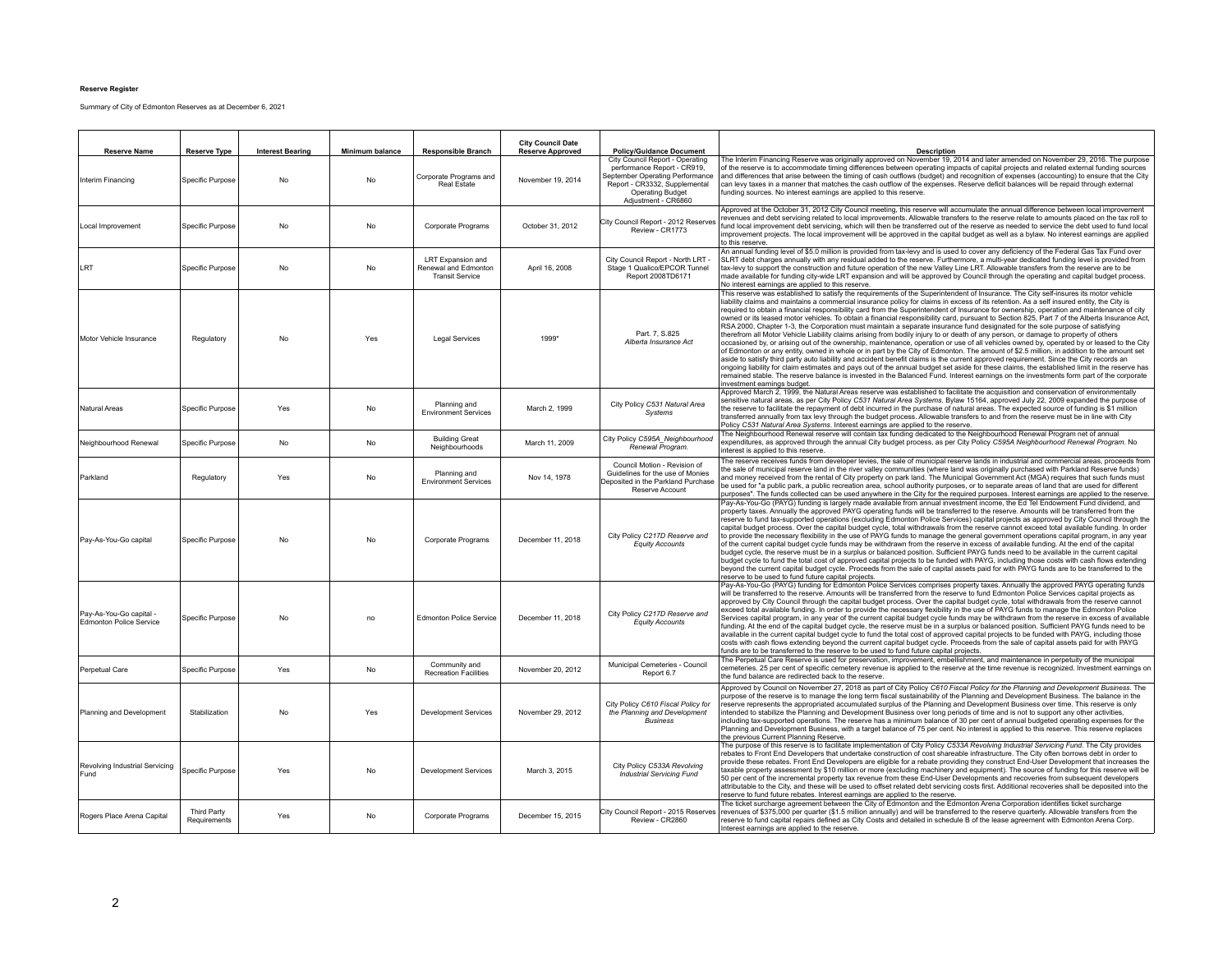**Reserve Register**

Summary of City of Edmonton Reserves as at December 6, 2021

| Reserve Name | Reserve Type | Interest Bearing | Minimum balance | Responsible Branch | City Council Date Reserve Approved | Policy/Guidance Document | Description |
|---|---|---|---|---|---|---|---|
| Interim Financing | Specific Purpose | No | No | Corporate Programs and Real Estate | November 19, 2014 | City Council Report - Operating performance Report - CR919, September Operating Performance Report - CR3332, Supplemental Operating Budget Adjustment - CR6860 | The Interim Financing Reserve was originally approved on November 19, 2014 and later amended on November 29, 2016. The purpose of the reserve is to accommodate timing differences between operating impacts of capital projects and related external funding sources and differences that arise between the timing of cash outflows (budget) and recognition of expenses (accounting) to ensure that the City can levy taxes in a manner that matches the cash outflow of the expenses. Reserve deficit balances will be repaid through external funding sources. No interest earnings are applied to this reserve. |
| Local Improvement | Specific Purpose | No | No | Corporate Programs | October 31, 2012 | City Council Report - 2012 Reserves Review - CR1773 | Approved at the October 31, 2012 City Council meeting, this reserve will accumulate the annual difference between local improvement revenues and debt servicing related to local improvements. Allowable transfers to the reserve relate to amounts placed on the tax roll to fund local improvement debt servicing, which will then be transferred out of the reserve as needed to service the debt used to fund local improvement projects. The local improvement will be approved in the capital budget as well as a bylaw. No interest earnings are applied to this reserve. |
| LRT | Specific Purpose | No | No | LRT Expansion and Renewal and Edmonton Transit Service | April 16, 2008 | City Council Report - North LRT - Stage 1 Qualico/EPCOR Tunnel Report 2008TD6171 | An annual funding level of $5.0 million is provided from tax-levy and is used to cover any deficiency of the Federal Gas Tax Fund over SLRT debt charges annually with any residual added to the reserve. Furthermore, a multi-year dedicated funding level is provided from tax-levy to support the construction and future operation of the new Valley Line LRT. Allowable transfers from the reserve are to be made available for funding city-wide LRT expansion and will be approved by Council through the operating and capital budget process. No interest earnings are applied to this reserve. |
| Motor Vehicle Insurance | Regulatory | No | Yes | Legal Services | 1999* | Part. 7, S.825 *Alberta Insurance Act* | This reserve was established to satisfy the requirements of the Superintendent of Insurance. The City self-insures its motor vehicle liability claims and maintains a commercial insurance policy for claims in excess of its retention. As a self insured entity, the City is required to obtain a financial responsibility card from the Superintendent of Insurance for ownership, operation and maintenance of city owned or its leased motor vehicles. To obtain a financial responsibility card, pursuant to Section 825, Part 7 of the Alberta Insurance Act, RSA 2000, Chapter 1-3, the Corporation must maintain a separate insurance fund designated for the sole purpose of satisfying therefrom all Motor Vehicle Liability claims arising from bodily injury to or death of any person, or damage to property of others occasioned by, or arising out of the ownership, maintenance, operation or use of all vehicles owned by, operated by or leased to the City of Edmonton or any entity, owned in whole or in part by the City of Edmonton. The amount of $2.5 million, in addition to the amount set aside to satisfy third party auto liability and accident benefit claims is the current approved requirement. Since the City records an ongoing liability for claim estimates and pays out of the annual budget set aside for these claims, the established limit in the reserve has remained stable. The reserve balance is invested in the Balanced Fund. Interest earnings on the investments form part of the corporate investment earnings budget. |
| Natural Areas | Specific Purpose | Yes | No | Planning and Environment Services | March 2, 1999 | City Policy *C531 Natural Area Systems* | Approved March 2, 1999, the Natural Areas reserve was established to facilitate the acquisition and conservation of environmentally sensitive natural areas, as per City Policy *C531 Natural Area Systems*. Bylaw 15164, approved July 22, 2009 expanded the purpose of the reserve to facilitate the repayment of debt incurred in the purchase of natural areas. The expected source of funding is $1 million transferred annually from tax levy through the budget process. Allowable transfers to and from the reserve must be in line with City Policy *C531 Natural Area Systems*. Interest earnings are applied to the reserve. |
| Neighbourhood Renewal | Specific Purpose | No | No | Building Great Neighbourhoods | March 11, 2009 | City Policy *C595A_Neighbourhood Renewal Program.* | The Neighbourhood Renewal reserve will contain tax funding dedicated to the Neighbourhood Renewal Program net of annual expenditures, as approved through the annual City budget process, as per City Policy *C595A Neighbourhood Renewal Program*. No interest is applied to this reserve. |
| Parkland | Regulatory | Yes | No | Planning and Environment Services | Nov 14, 1978 | Council Motion - Revision of Guidelines for the use of Monies Deposited in the Parkland Purchase Reserve Account | The reserve receives funds from developer levies, the sale of municipal reserve lands in industrial and commercial areas, proceeds from the sale of municipal reserve land in the river valley communities (where land was originally purchased with Parkland Reserve funds) and money received from the rental of City property on park land. The Municipal Government Act (MGA) requires that such funds must be used for "a public park, a public recreation area, school authority purposes, or to separate areas of land that are used for different purposes". The funds collected can be used anywhere in the City for the required purposes. Interest earnings are applied to the reserve. |
| Pay-As-You-Go capital | Specific Purpose | No | No | Corporate Programs | December 11, 2018 | City Policy *C217D Reserve and Equity Accounts* | Pay-As-You-Go (PAYG) funding is largely made available from annual investment income, the Ed Tel Endowment Fund dividend, and property taxes. Annually the approved PAYG operating funds will be transferred to the reserve. Amounts will be transferred from the reserve to fund tax-supported operations (excluding Edmonton Police Services) capital projects as approved by City Council through the capital budget process. Over the capital budget cycle, total withdrawals from the reserve cannot exceed total available funding. In order to provide the necessary flexibility in the use of PAYG funds to manage the general government operations capital program, in any year of the current capital budget cycle funds may be withdrawn from the reserve in excess of available funding. At the end of the capital budget cycle, the reserve must be in a surplus or balanced position. Sufficient PAYG funds need to be available in the current capital budget cycle to fund the total cost of approved capital projects to be funded with PAYG, including those costs with cash flows extending beyond the current capital budget cycle. Proceeds from the sale of capital assets paid for with PAYG funds are to be transferred to the reserve to be used to fund future capital projects. |
| Pay-As-You-Go capital - Edmonton Police Service | Specific Purpose | No | no | Edmonton Police Service | December 11, 2018 | City Policy *C217D Reserve and Equity Accounts* | Pay-As-You-Go (PAYG) funding for Edmonton Police Services comprises property taxes. Annually the approved PAYG operating funds will be transferred to the reserve. Amounts will be transferred from the reserve to fund Edmonton Police Services capital projects as approved by City Council through the capital budget process. Over the capital budget cycle, total withdrawals from the reserve cannot exceed total available funding. In order to provide the necessary flexibility in the use of PAYG funds to manage the Edmonton Police Services capital program, in any year of the current capital budget cycle funds may be withdrawn from the reserve in excess of available funding. At the end of the capital budget cycle, the reserve must be in a surplus or balanced position. Sufficient PAYG funds need to be available in the current capital budget cycle to fund the total cost of approved capital projects to be funded with PAYG, including those costs with cash flows extending beyond the current capital budget cycle. Proceeds from the sale of capital assets paid for with PAYG funds are to be transferred to the reserve to be used to fund future capital projects. |
| Perpetual Care | Specific Purpose | Yes | No | Community and Recreation Facilities | November 20, 2012 | Municipal Cemeteries - Council Report 6.7 | The Perpetual Care Reserve is used for preservation, improvement, embellishment, and maintenance in perpetuity of the municipal cemeteries. 25 per cent of specific cemetery revenue is applied to the reserve at the time revenue is recognized. Investment earnings on the fund balance are redirected back to the reserve. |
| Planning and Development | Stabilization | No | Yes | Development Services | November 29, 2012 | City Policy *C610 Fiscal Policy for the Planning and Development Business* | Approved by Council on November 27, 2018 as part of City Policy *C610 Fiscal Policy for the Planning and Development Business*. The purpose of the reserve is to manage the long term fiscal sustainability of the Planning and Development Business. The balance in the reserve represents the appropriated accumulated surplus of the Planning and Development Business over time. This reserve is only intended to stabilize the Planning and Development Business over long periods of time and is not to support any other activities, including tax-supported operations. The reserve has a minimum balance of 30 per cent of annual budgeted operating expenses for the Planning and Development Business, with a target balance of 75 per cent. No interest is applied to this reserve. This reserve replaces the previous Current Planning Reserve. |
| Revolving Industrial Servicing Fund | Specific Purpose | Yes | No | Development Services | March 3, 2015 | City Policy *C533A Revolving Industrial Servicing Fund* | The purpose of this reserve is to facilitate implementation of City Policy *C533A Revolving Industrial Servicing Fund*. The City provides rebates to Front End Developers that undertake construction of cost shareable infrastructure. The City often borrows debt in order to provide these rebates. Front End Developers are eligible for a rebate providing they construct End-User Development that increases the taxable property assessment by $10 million or more (excluding machinery and equipment). The source of funding for this reserve will be 50 per cent of the incremental property tax revenue from these End-User Developments and recoveries from subsequent developers attributable to the City, and these will be used to offset related debt servicing costs first. Additional recoveries shall be deposited into the reserve to fund future rebates. Interest earnings are applied to the reserve. |
| Rogers Place Arena Capital | Third Party Requirements | Yes | No | Corporate Programs | December 15, 2015 | City Council Report - 2015 Reserves Review - CR2860 | The ticket surcharge agreement between the City of Edmonton and the Edmonton Arena Corporation identifies ticket surcharge revenues of $375,000 per quarter ($1.5 million annually) and will be transferred to the reserve quarterly. Allowable transfers from the reserve to fund capital repairs defined as City Costs and detailed in schedule B of the lease agreement with Edmonton Arena Corp. Interest earnings are applied to the reserve. |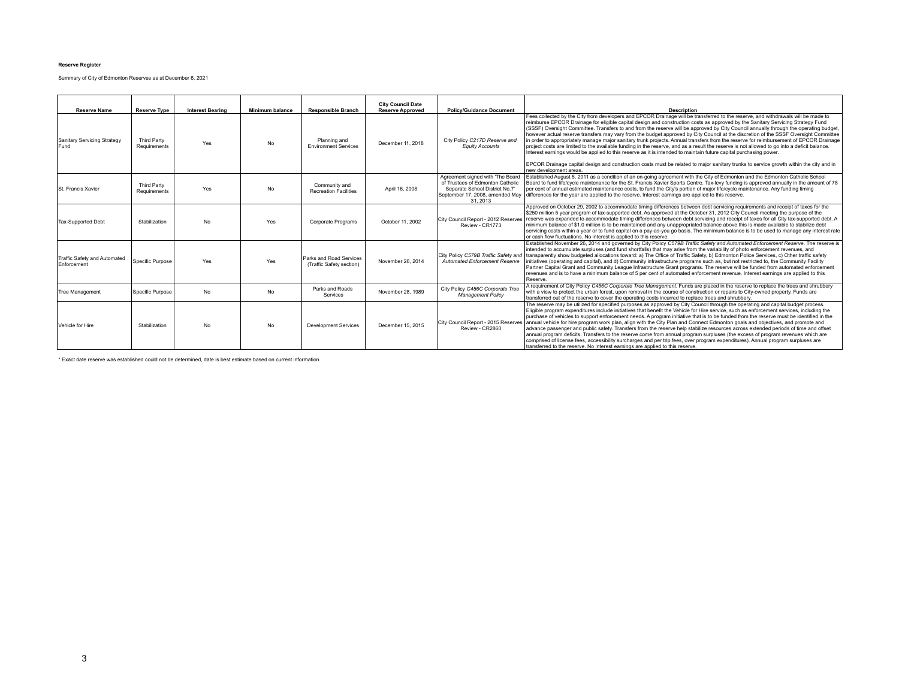**Reserve Register**

Summary of City of Edmonton Reserves as at December 6, 2021

| Reserve Name | Reserve Type | Interest Bearing | Minimum balance | Responsible Branch | City Council Date Reserve Approved | Policy/Guidance Document | Description |
|---|---|---|---|---|---|---|---|
| Sanitary Servicing Strategy Fund | Third Party Requirements | Yes | No | Planning and Environment Services | December 11, 2018 | City Policy *C217D Reserve and Equity Accounts* | Fees collected by the City from developers and EPCOR Drainage will be transferred to the reserve, and withdrawals will be made to reimburse EPCOR Drainage for eligible capital design and construction costs as approved by the Sanitary Servicing Strategy Fund (SSSF) Oversight Committee. Transfers to and from the reserve will be approved by City Council annually through the operating budget, however actual reserve transfers may vary from the budget approved by City Council at the discretion of the SSSF Oversight Committee in order to appropriately manage major sanitary trunk projects. Annual transfers from the reserve for reimbursement of EPCOR Drainage project costs are limited to the available funding in the reserve, and as a result the reserve is not allowed to go into a deficit balance. Interest earnings would be applied to this reserve as it is intended to maintain future capital purchasing power.<br><br>EPCOR Drainage capital design and construction costs must be related to major sanitary trunks to service growth within the city and in new development areas. |
| St. Francis Xavier | Third Party Requirements | Yes | No | Community and Recreation Facilities | April 16, 2008 | Agreement signed with 'The Board of Trustees of Edmonton Catholic Separate School District No.7' September 17, 2008, amended May 31, 2013 | Established August 5, 2011 as a condition of an on-going agreement with the City of Edmonton and the Edmonton Catholic School Board to fund life/cycle maintenance for the St. Francis Xavier Sports Centre. Tax-levy funding is approved annually in the amount of 78 per cent of annual estimated maintenance costs, to fund the City's portion of major life/cycle maintenance. Any funding timing differences for the year are applied to the reserve. Interest earnings are applied to this reserve. |
| Tax-Supported Debt | Stabilization | No | Yes | Corporate Programs | October 11, 2002 | City Council Report - 2012 Reserves Review - CR1773 | Approved on October 29, 2002 to accommodate timing differences between debt servicing requirements and receipt of taxes for the $250 million 5 year program of tax-supported debt. As approved at the October 31, 2012 City Council meeting the purpose of the reserve was expanded to accommodate timing differences between debt servicing and receipt of taxes for all City tax-supported debt. A minimum balance of $1.0 million is to be maintained and any unappropriated balance above this is made available to stabilize debt servicing costs within a year or to fund capital on a pay-as-you go basis. The minimum balance is to be used to manage any interest rate or cash flow fluctuations. No interest is applied to this reserve. |
| Traffic Safety and Automated Enforcement | Specific Purpose | Yes | Yes | Parks and Road Services (Traffic Safety section) | November 26, 2014 | City Policy *C579B Traffic Safety and Automated Enforcement Reserve* | Established November 26, 2014 and governed by City Policy *C579B Traffic Safety and Automated Enforcement Reserve*. The reserve is intended to accumulate surpluses (and fund shortfalls) that may arise from the variability of photo enforcement revenues, and transparently show budgeted allocations toward: a) The Office of Traffic Safety, b) Edmonton Police Services, c) Other traffic safety initiatives (operating and capital), and d) Community infrastructure programs such as, but not restricted to, the Community Facility Partner Capital Grant and Community League Infrastructure Grant programs. The reserve will be funded from automated enforcement revenues and is to have a minimum balance of 5 per cent of automated enforcement revenue. Interest earnings are applied to this Reserve. |
| Tree Management | Specific Purpose | No | No | Parks and Roads Services | November 28, 1989 | City Policy *C456C Corporate Tree Management Policy* | A requirement of City Policy *C456C Corporate Tree Management*. Funds are placed in the reserve to replace the trees and shrubbery with a view to protect the urban forest, upon removal in the course of construction or repairs to City-owned property. Funds are transferred out of the reserve to cover the operating costs incurred to replace trees and shrubbery. |
| Vehicle for Hire | Stabilization | No | No | Development Services | December 15, 2015 | City Council Report - 2015 Reserves Review - CR2860 | The reserve may be utilized for specified purposes as approved by City Council through the operating and capital budget process. Eligible program expenditures include initiatives that benefit the Vehicle for Hire service, such as enforcement services, including the purchase of vehicles to support enforcement needs. A program initiative that is to be funded from the reserve must be identified in the annual vehicle for hire program work plan, align with the City Plan and Connect Edmonton goals and objectives, and promote and advance passenger and public safety. Transfers from the reserve help stabilize resources across extended periods of time and offset annual program deficits. Transfers to the reserve come from annual program surpluses (the excess of program revenues which are comprised of license fees, accessibility surcharges and per trip fees, over program expenditures). Annual program surpluses are transferred to the reserve. No interest earnings are applied to this reserve. |

\* Exact date reserve was established could not be determined, date is best estimate based on current information.